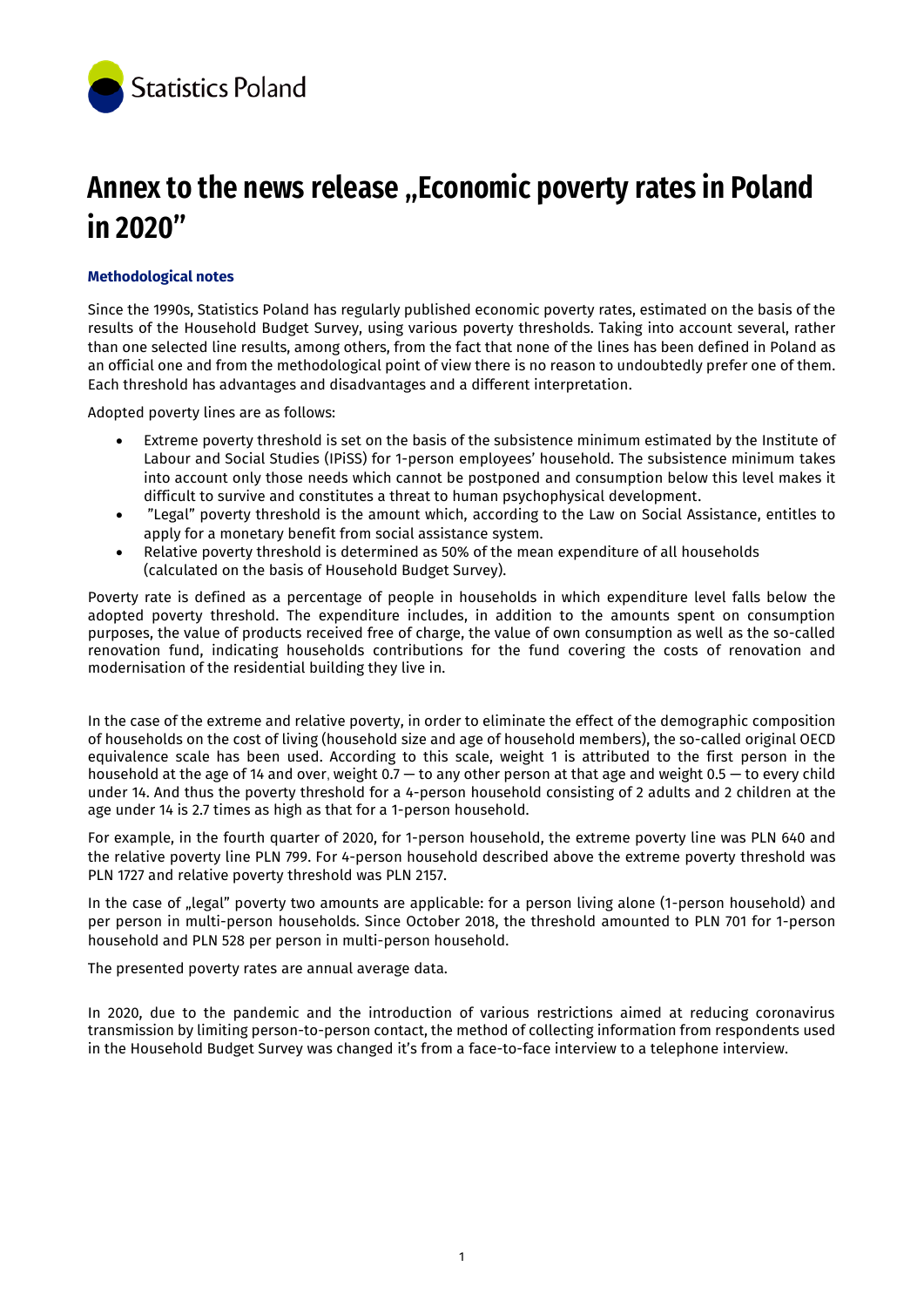Statistics Poland

# Annex to the news release „Economic poverty rates in Poland in 2020"

### Methodological notes

Since the 1990s, Statistics Poland has regularly published economic poverty rates, estimated on the basis of the results of the Household Budget Survey, using various poverty thresholds. Taking into account several, rather than one selected line results, among others, from the fact that none of the lines has been defined in Poland as an official one and from the methodological point of view there is no reason to undoubtedly prefer one of them. Each threshold has advantages and disadvantages and a different interpretation.

Adopted poverty lines are as follows:

- Extreme poverty threshold is set on the basis of the subsistence minimum estimated by the Institute of Labour and Social Studies (IPiSS) for 1-person employees' household. The subsistence minimum takes into account only those needs which cannot be postponed and consumption below this level makes it difficult to survive and constitutes a threat to human psychophysical development.
- "Legal" poverty threshold is the amount which, according to the Law on Social Assistance, entitles to apply for a monetary benefit from social assistance system.
- Relative poverty threshold is determined as 50% of the mean expenditure of all households (calculated on the basis of Household Budget Survey).

Poverty rate is defined as a percentage of people in households in which expenditure level falls below the adopted poverty threshold. The expenditure includes, in addition to the amounts spent on consumption purposes, the value of products received free of charge, the value of own consumption as well as the so-called renovation fund, indicating households contributions for the fund covering the costs of renovation and modernisation of the residential building they live in.

In the case of the extreme and relative poverty, in order to eliminate the effect of the demographic composition of households on the cost of living (household size and age of household members), the so-called original OECD equivalence scale has been used. According to this scale, weight 1 is attributed to the first person in the household at the age of 14 and over, weight 0.7 — to any other person at that age and weight 0.5 — to every child under 14. And thus the poverty threshold for a 4-person household consisting of 2 adults and 2 children at the age under 14 is 2.7 times as high as that for a 1-person household.

For example, in the fourth quarter of 2020, for 1-person household, the extreme poverty line was PLN 640 and the relative poverty line PLN 799. For 4-person household described above the extreme poverty threshold was PLN 1727 and relative poverty threshold was PLN 2157.

In the case of „legal" poverty two amounts are applicable: for a person living alone (1-person household) and per person in multi-person households. Since October 2018, the threshold amounted to PLN 701 for 1-person household and PLN 528 per person in multi-person household.

The presented poverty rates are annual average data.

In 2020, due to the pandemic and the introduction of various restrictions aimed at reducing coronavirus transmission by limiting person-to-person contact, the method of collecting information from respondents used in the Household Budget Survey was changed it's from a face-to-face interview to a telephone interview.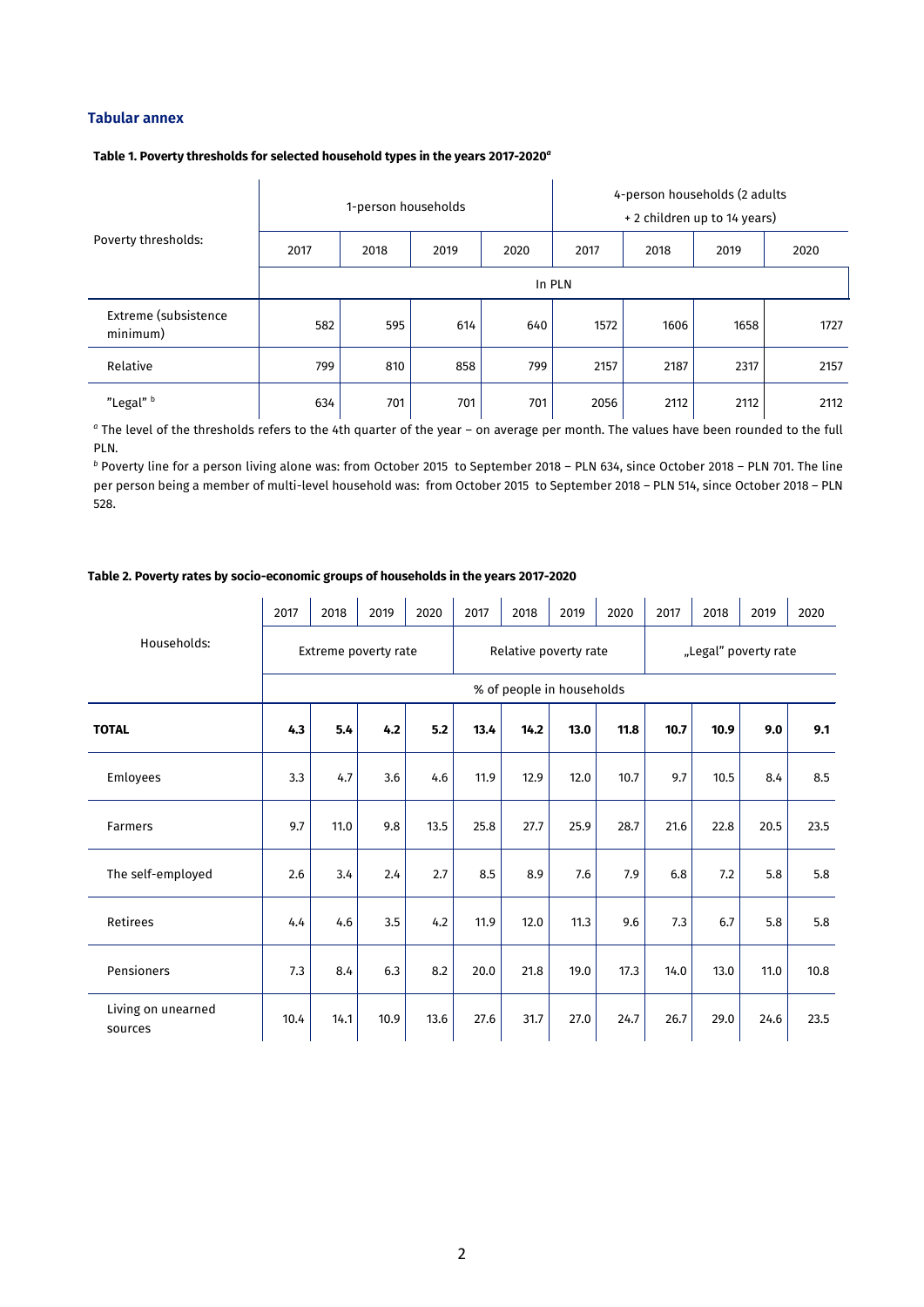## Tabular annex

**Table 1. Poverty thresholds for selected household types in the years 2017-2020[a]**

| Poverty thresholds: | 1-person households | | | | 4-person households (2 adults + 2 children up to 14 years) | | | |
|---|---|---|---|---|---|---|---|---|
| | 2017 | 2018 | 2019 | 2020 | 2017 | 2018 | 2019 | 2020 |
| | In PLN | | | | | | | |
| Extreme (subsistence minimum) | 582 | 595 | 614 | 640 | 1572 | 1606 | 1658 | 1727 |
| Relative | 799 | 810 | 858 | 799 | 2157 | 2187 | 2317 | 2157 |
| "Legal" [b] | 634 | 701 | 701 | 701 | 2056 | 2112 | 2112 | 2112 |

[a] The level of the thresholds refers to the 4th quarter of the year – on average per month. The values have been rounded to the full PLN.

[b] Poverty line for a person living alone was: from October 2015 to September 2018 – PLN 634, since October 2018 – PLN 701. The line per person being a member of multi-level household was: from October 2015 to September 2018 – PLN 514, since October 2018 – PLN 528.

**Table 2. Poverty rates by socio-economic groups of households in the years 2017-2020**

| Households: | 2017 | 2018 | 2019 | 2020 | 2017 | 2018 | 2019 | 2020 | 2017 | 2018 | 2019 | 2020 |
|---|---|---|---|---|---|---|---|---|---|---|---|---|
| | Extreme poverty rate | | | | Relative poverty rate | | | | „Legal" poverty rate | | | |
| | % of people in households | | | | | | | | | | | |
| **TOTAL** | **4.3** | **5.4** | **4.2** | **5.2** | **13.4** | **14.2** | **13.0** | **11.8** | **10.7** | **10.9** | **9.0** | **9.1** |
| Emloyees | 3.3 | 4.7 | 3.6 | 4.6 | 11.9 | 12.9 | 12.0 | 10.7 | 9.7 | 10.5 | 8.4 | 8.5 |
| Farmers | 9.7 | 11.0 | 9.8 | 13.5 | 25.8 | 27.7 | 25.9 | 28.7 | 21.6 | 22.8 | 20.5 | 23.5 |
| The self-employed | 2.6 | 3.4 | 2.4 | 2.7 | 8.5 | 8.9 | 7.6 | 7.9 | 6.8 | 7.2 | 5.8 | 5.8 |
| Retirees | 4.4 | 4.6 | 3.5 | 4.2 | 11.9 | 12.0 | 11.3 | 9.6 | 7.3 | 6.7 | 5.8 | 5.8 |
| Pensioners | 7.3 | 8.4 | 6.3 | 8.2 | 20.0 | 21.8 | 19.0 | 17.3 | 14.0 | 13.0 | 11.0 | 10.8 |
| Living on unearned sources | 10.4 | 14.1 | 10.9 | 13.6 | 27.6 | 31.7 | 27.0 | 24.7 | 26.7 | 29.0 | 24.6 | 23.5 |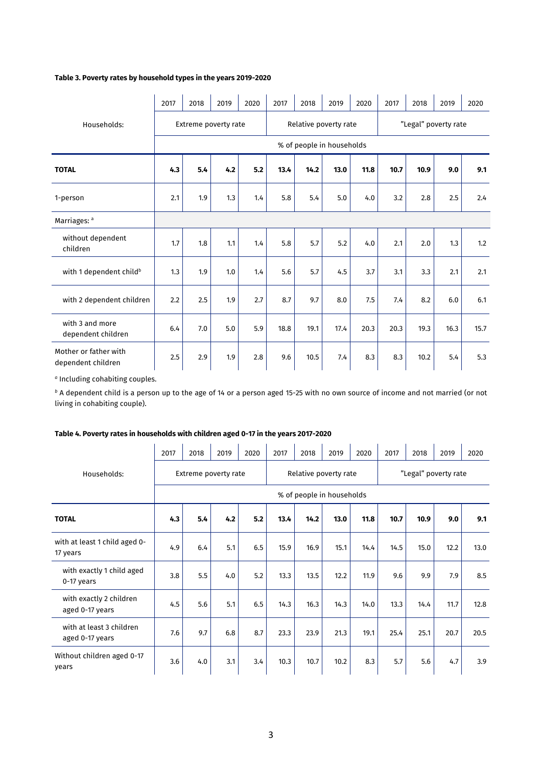**Table 3. Poverty rates by household types in the years 2019-2020**

| Households: | 2017 | 2018 | 2019 | 2020 | 2017 | 2018 | 2019 | 2020 | 2017 | 2018 | 2019 | 2020 |
|---|---|---|---|---|---|---|---|---|---|---|---|---|
| | Extreme poverty rate | | | | Relative poverty rate | | | | "Legal" poverty rate | | | |
| | % of people in households | | | | | | | | | | | |
| **TOTAL** | **4.3** | **5.4** | **4.2** | **5.2** | **13.4** | **14.2** | **13.0** | **11.8** | **10.7** | **10.9** | **9.0** | **9.1** |
| 1-person | 2.1 | 1.9 | 1.3 | 1.4 | 5.8 | 5.4 | 5.0 | 4.0 | 3.2 | 2.8 | 2.5 | 2.4 |
| Marriages: [a] | | | | | | | | | | | | |
| without dependent children | 1.7 | 1.8 | 1.1 | 1.4 | 5.8 | 5.7 | 5.2 | 4.0 | 2.1 | 2.0 | 1.3 | 1.2 |
| with 1 dependent child[b] | 1.3 | 1.9 | 1.0 | 1.4 | 5.6 | 5.7 | 4.5 | 3.7 | 3.1 | 3.3 | 2.1 | 2.1 |
| with 2 dependent children | 2.2 | 2.5 | 1.9 | 2.7 | 8.7 | 9.7 | 8.0 | 7.5 | 7.4 | 8.2 | 6.0 | 6.1 |
| with 3 and more dependent children | 6.4 | 7.0 | 5.0 | 5.9 | 18.8 | 19.1 | 17.4 | 20.3 | 20.3 | 19.3 | 16.3 | 15.7 |
| Mother or father with dependent children | 2.5 | 2.9 | 1.9 | 2.8 | 9.6 | 10.5 | 7.4 | 8.3 | 8.3 | 10.2 | 5.4 | 5.3 |

[a] Including cohabiting couples.

[b] A dependent child is a person up to the age of 14 or a person aged 15-25 with no own source of income and not married (or not living in cohabiting couple).

**Table 4. Poverty rates in households with children aged 0-17 in the years 2017-2020**

| Households: | 2017 | 2018 | 2019 | 2020 | 2017 | 2018 | 2019 | 2020 | 2017 | 2018 | 2019 | 2020 |
|---|---|---|---|---|---|---|---|---|---|---|---|---|
| | Extreme poverty rate | | | | Relative poverty rate | | | | "Legal" poverty rate | | | |
| | % of people in households | | | | | | | | | | | |
| **TOTAL** | **4.3** | **5.4** | **4.2** | **5.2** | **13.4** | **14.2** | **13.0** | **11.8** | **10.7** | **10.9** | **9.0** | **9.1** |
| with at least 1 child aged 0-17 years | 4.9 | 6.4 | 5.1 | 6.5 | 15.9 | 16.9 | 15.1 | 14.4 | 14.5 | 15.0 | 12.2 | 13.0 |
| with exactly 1 child aged 0-17 years | 3.8 | 5.5 | 4.0 | 5.2 | 13.3 | 13.5 | 12.2 | 11.9 | 9.6 | 9.9 | 7.9 | 8.5 |
| with exactly 2 children aged 0-17 years | 4.5 | 5.6 | 5.1 | 6.5 | 14.3 | 16.3 | 14.3 | 14.0 | 13.3 | 14.4 | 11.7 | 12.8 |
| with at least 3 children aged 0-17 years | 7.6 | 9.7 | 6.8 | 8.7 | 23.3 | 23.9 | 21.3 | 19.1 | 25.4 | 25.1 | 20.7 | 20.5 |
| Without children aged 0-17 years | 3.6 | 4.0 | 3.1 | 3.4 | 10.3 | 10.7 | 10.2 | 8.3 | 5.7 | 5.6 | 4.7 | 3.9 |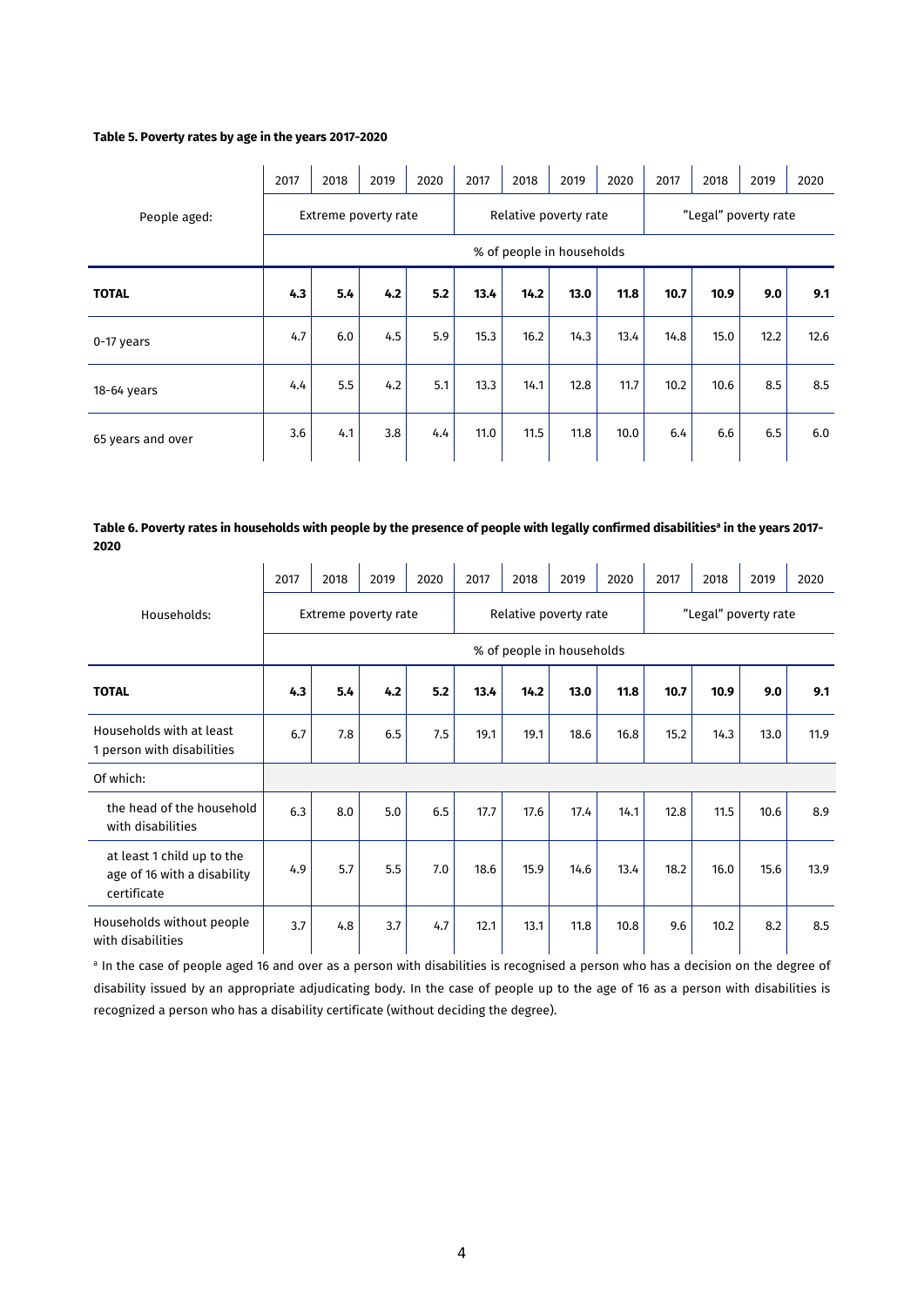**Table 5. Poverty rates by age in the years 2017-2020**

| People aged: | 2017 | 2018 | 2019 | 2020 | 2017 | 2018 | 2019 | 2020 | 2017 | 2018 | 2019 | 2020 |
|---|---|---|---|---|---|---|---|---|---|---|---|---|
| | Extreme poverty rate | | | | Relative poverty rate | | | | "Legal" poverty rate | | | |
| | % of people in households | | | | | | | | | | | |
| **TOTAL** | **4.3** | **5.4** | **4.2** | **5.2** | **13.4** | **14.2** | **13.0** | **11.8** | **10.7** | **10.9** | **9.0** | **9.1** |
| 0-17 years | 4.7 | 6.0 | 4.5 | 5.9 | 15.3 | 16.2 | 14.3 | 13.4 | 14.8 | 15.0 | 12.2 | 12.6 |
| 18-64 years | 4.4 | 5.5 | 4.2 | 5.1 | 13.3 | 14.1 | 12.8 | 11.7 | 10.2 | 10.6 | 8.5 | 8.5 |
| 65 years and over | 3.6 | 4.1 | 3.8 | 4.4 | 11.0 | 11.5 | 11.8 | 10.0 | 6.4 | 6.6 | 6.5 | 6.0 |

**Table 6. Poverty rates in households with people by the presence of people with legally confirmed disabilities[a] in the years 2017-2020**

| Households: | 2017 | 2018 | 2019 | 2020 | 2017 | 2018 | 2019 | 2020 | 2017 | 2018 | 2019 | 2020 |
|---|---|---|---|---|---|---|---|---|---|---|---|---|
| | Extreme poverty rate | | | | Relative poverty rate | | | | "Legal" poverty rate | | | |
| | % of people in households | | | | | | | | | | | |
| **TOTAL** | **4.3** | **5.4** | **4.2** | **5.2** | **13.4** | **14.2** | **13.0** | **11.8** | **10.7** | **10.9** | **9.0** | **9.1** |
| Households with at least 1 person with disabilities | 6.7 | 7.8 | 6.5 | 7.5 | 19.1 | 19.1 | 18.6 | 16.8 | 15.2 | 14.3 | 13.0 | 11.9 |
| Of which: | | | | | | | | | | | | |
| the head of the household with disabilities | 6.3 | 8.0 | 5.0 | 6.5 | 17.7 | 17.6 | 17.4 | 14.1 | 12.8 | 11.5 | 10.6 | 8.9 |
| at least 1 child up to the age of 16 with a disability certificate | 4.9 | 5.7 | 5.5 | 7.0 | 18.6 | 15.9 | 14.6 | 13.4 | 18.2 | 16.0 | 15.6 | 13.9 |
| Households without people with disabilities | 3.7 | 4.8 | 3.7 | 4.7 | 12.1 | 13.1 | 11.8 | 10.8 | 9.6 | 10.2 | 8.2 | 8.5 |

[a] In the case of people aged 16 and over as a person with disabilities is recognised a person who has a decision on the degree of disability issued by an appropriate adjudicating body. In the case of people up to the age of 16 as a person with disabilities is recognized a person who has a disability certificate (without deciding the degree).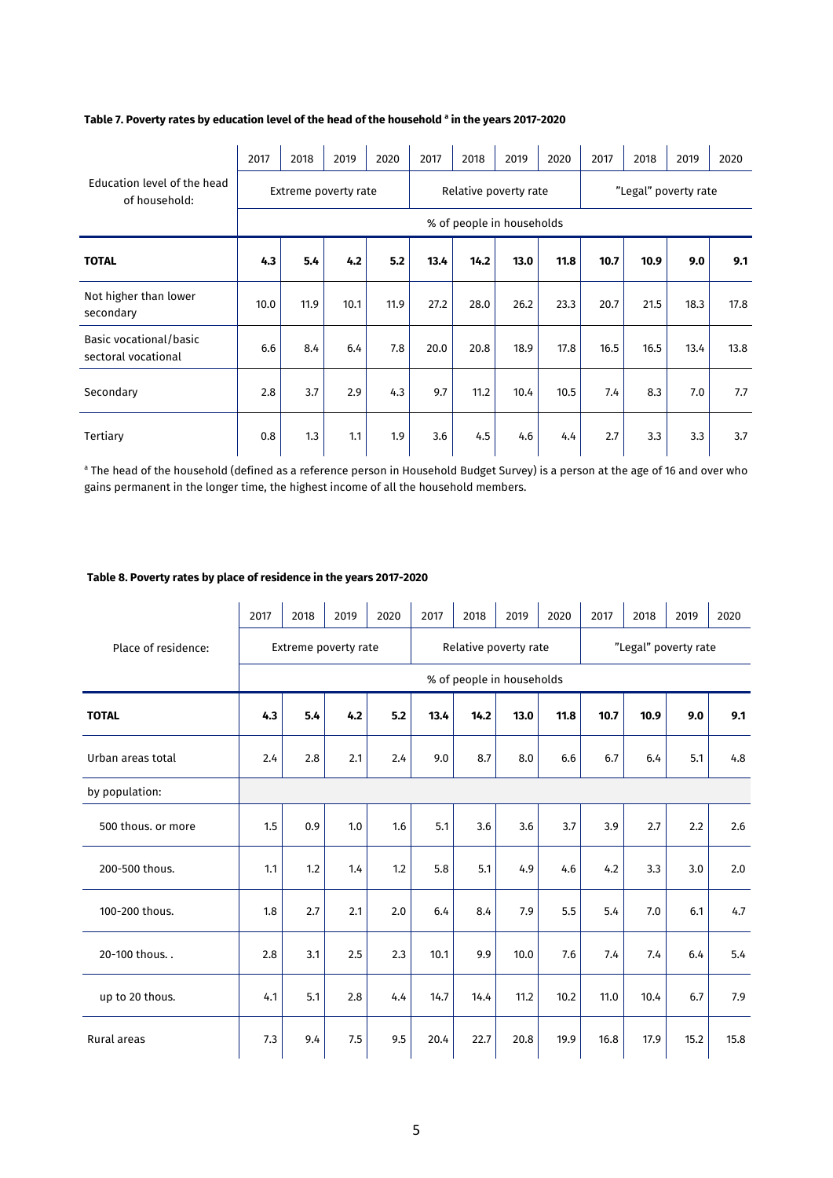**Table 7. Poverty rates by education level of the head of the household [a] in the years 2017-2020**

| Education level of the head of household: | 2017 | 2018 | 2019 | 2020 | 2017 | 2018 | 2019 | 2020 | 2017 | 2018 | 2019 | 2020 |
|---|---|---|---|---|---|---|---|---|---|---|---|---|
| | Extreme poverty rate | | | | Relative poverty rate | | | | "Legal" poverty rate | | | |
| | % of people in households | | | | | | | | | | | |
| **TOTAL** | **4.3** | **5.4** | **4.2** | **5.2** | **13.4** | **14.2** | **13.0** | **11.8** | **10.7** | **10.9** | **9.0** | **9.1** |
| Not higher than lower secondary | 10.0 | 11.9 | 10.1 | 11.9 | 27.2 | 28.0 | 26.2 | 23.3 | 20.7 | 21.5 | 18.3 | 17.8 |
| Basic vocational/basic sectoral vocational | 6.6 | 8.4 | 6.4 | 7.8 | 20.0 | 20.8 | 18.9 | 17.8 | 16.5 | 16.5 | 13.4 | 13.8 |
| Secondary | 2.8 | 3.7 | 2.9 | 4.3 | 9.7 | 11.2 | 10.4 | 10.5 | 7.4 | 8.3 | 7.0 | 7.7 |
| Tertiary | 0.8 | 1.3 | 1.1 | 1.9 | 3.6 | 4.5 | 4.6 | 4.4 | 2.7 | 3.3 | 3.3 | 3.7 |

[a] The head of the household (defined as a reference person in Household Budget Survey) is a person at the age of 16 and over who gains permanent in the longer time, the highest income of all the household members.

**Table 8. Poverty rates by place of residence in the years 2017-2020**

| Place of residence: | 2017 | 2018 | 2019 | 2020 | 2017 | 2018 | 2019 | 2020 | 2017 | 2018 | 2019 | 2020 |
|---|---|---|---|---|---|---|---|---|---|---|---|---|
| | Extreme poverty rate | | | | Relative poverty rate | | | | "Legal" poverty rate | | | |
| | % of people in households | | | | | | | | | | | |
| **TOTAL** | **4.3** | **5.4** | **4.2** | **5.2** | **13.4** | **14.2** | **13.0** | **11.8** | **10.7** | **10.9** | **9.0** | **9.1** |
| Urban areas total | 2.4 | 2.8 | 2.1 | 2.4 | 9.0 | 8.7 | 8.0 | 6.6 | 6.7 | 6.4 | 5.1 | 4.8 |
| by population: | | | | | | | | | | | | |
| 500 thous. or more | 1.5 | 0.9 | 1.0 | 1.6 | 5.1 | 3.6 | 3.6 | 3.7 | 3.9 | 2.7 | 2.2 | 2.6 |
| 200-500 thous. | 1.1 | 1.2 | 1.4 | 1.2 | 5.8 | 5.1 | 4.9 | 4.6 | 4.2 | 3.3 | 3.0 | 2.0 |
| 100-200 thous. | 1.8 | 2.7 | 2.1 | 2.0 | 6.4 | 8.4 | 7.9 | 5.5 | 5.4 | 7.0 | 6.1 | 4.7 |
| 20-100 thous. . | 2.8 | 3.1 | 2.5 | 2.3 | 10.1 | 9.9 | 10.0 | 7.6 | 7.4 | 7.4 | 6.4 | 5.4 |
| up to 20 thous. | 4.1 | 5.1 | 2.8 | 4.4 | 14.7 | 14.4 | 11.2 | 10.2 | 11.0 | 10.4 | 6.7 | 7.9 |
| Rural areas | 7.3 | 9.4 | 7.5 | 9.5 | 20.4 | 22.7 | 20.8 | 19.9 | 16.8 | 17.9 | 15.2 | 15.8 |